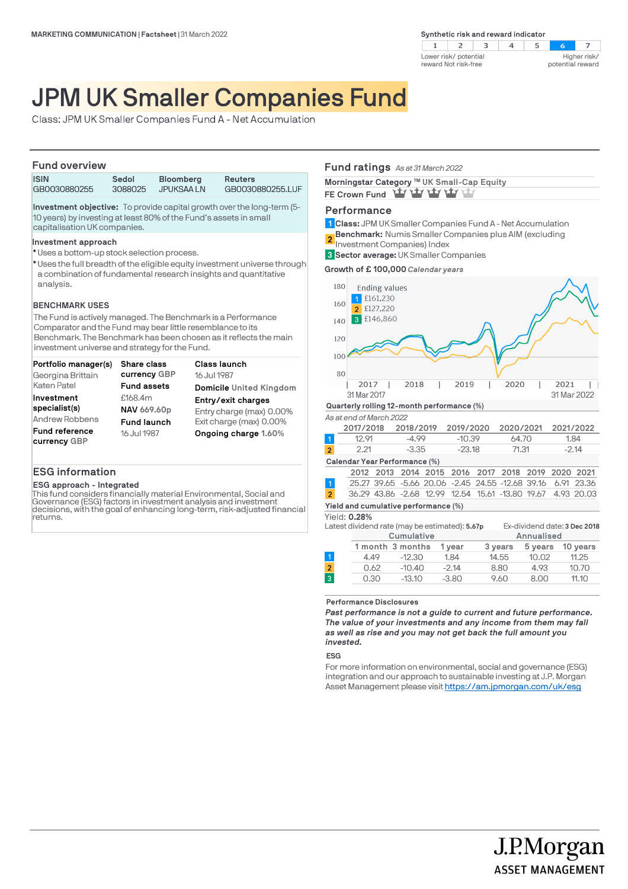MARKETING COMMUNICATION | Factsheet | 31 March 2022

**Synthetic risk and reward indicator**

| 1 | 2 | 3 | 4 | 5 | **6** | 7 |
|---|---|---|---|---|---|---|

Lower risk/ potential reward Not risk-free — Higher risk/ potential reward

# JPM UK Smaller Companies Fund

Class: JPM UK Smaller Companies Fund A - Net Accumulation

## Fund overview

| ISIN | Sedol | Bloomberg | Reuters |
|---|---|---|---|
| GB0030880255 | 3088025 | JPUKSAA LN | GB0030880255.LUF |

**Investment objective:** To provide capital growth over the long-term (5-10 years) by investing at least 80% of the Fund's assets in small capitalisation UK companies.

**Investment approach**

- Uses a bottom-up stock selection process.
- Uses the full breadth of the eligible equity investment universe through a combination of fundamental research insights and quantitative analysis.

**BENCHMARK USES**

The Fund is actively managed. The Benchmark is a Performance Comparator and the Fund may bear little resemblance to its Benchmark. The Benchmark has been chosen as it reflects the main investment universe and strategy for the Fund.

**Portfolio manager(s)**
Georgina Brittain
Katen Patel

**Investment specialist(s)**
Andrew Robbens

**Fund reference currency** GBP

**Share class currency** GBP

**Fund assets**
£168.4m

**NAV** 669.60p

**Fund launch**
16 Jul 1987

**Class launch**
16 Jul 1987

**Domicile** United Kingdom

**Entry/exit charges**
Entry charge (max) 0.00%
Exit charge (max) 0.00%

**Ongoing charge** 1.60%

## ESG information

**ESG approach - Integrated**

This fund considers financially material Environmental, Social and Governance (ESG) factors in investment analysis and investment decisions, with the goal of enhancing long-term, risk-adjusted financial returns.

## Fund ratings *As at 31 March 2022*

**Morningstar Category ™** UK Small-Cap Equity

**FE Crown Fund** (4 of 5 crowns)

## Performance

1 **Class:** JPM UK Smaller Companies Fund A - Net Accumulation
2 **Benchmark:** Numis Smaller Companies plus AIM (excluding Investment Companies) Index
3 **Sector average:** UK Smaller Companies

**Growth of £ 100,000** *Calendar years*

Ending values
1 £161,230
2 £127,220
3 £146,860

31 Mar 2017 – 31 Mar 2022

**Quarterly rolling 12-month performance (%)**

*As at end of March 2022*

| | 2017/2018 | 2018/2019 | 2019/2020 | 2020/2021 | 2021/2022 |
|---|---|---|---|---|---|
| 1 | 12.91 | -4.99 | -10.39 | 64.70 | 1.84 |
| 2 | 2.21 | -3.35 | -23.18 | 71.31 | -2.14 |

**Calendar Year Performance (%)**

| | 2012 | 2013 | 2014 | 2015 | 2016 | 2017 | 2018 | 2019 | 2020 | 2021 |
|---|---|---|---|---|---|---|---|---|---|---|
| 1 | 25.27 | 39.65 | -5.66 | 20.06 | -2.45 | 24.55 | -12.68 | 39.16 | 6.91 | 23.36 |
| 2 | 36.29 | 43.86 | -2.68 | 12.99 | 12.54 | 15.61 | -13.80 | 19.67 | 4.93 | 20.03 |

**Yield and cumulative performance (%)**

Yield: **0.28%**

Latest dividend rate (may be estimated): **5.67p**

Ex-dividend date: **3 Dec 2018**

| | Cumulative | | | Annualised | | |
|---|---|---|---|---|---|---|
| | 1 month | 3 months | 1 year | 3 years | 5 years | 10 years |
| 1 | 4.49 | -12.30 | 1.84 | 14.55 | 10.02 | 11.25 |
| 2 | 0.62 | -10.40 | -2.14 | 8.80 | 4.93 | 10.70 |
| 3 | 0.30 | -13.10 | -3.80 | 9.60 | 8.00 | 11.10 |

**Performance Disclosures**

***Past performance is not a guide to current and future performance. The value of your investments and any income from them may fall as well as rise and you may not get back the full amount you invested.***

**ESG**

For more information on environmental, social and governance (ESG) integration and our approach to sustainable investing at J.P. Morgan Asset Management please visit https://am.jpmorgan.com/uk/esg

J.P.Morgan ASSET MANAGEMENT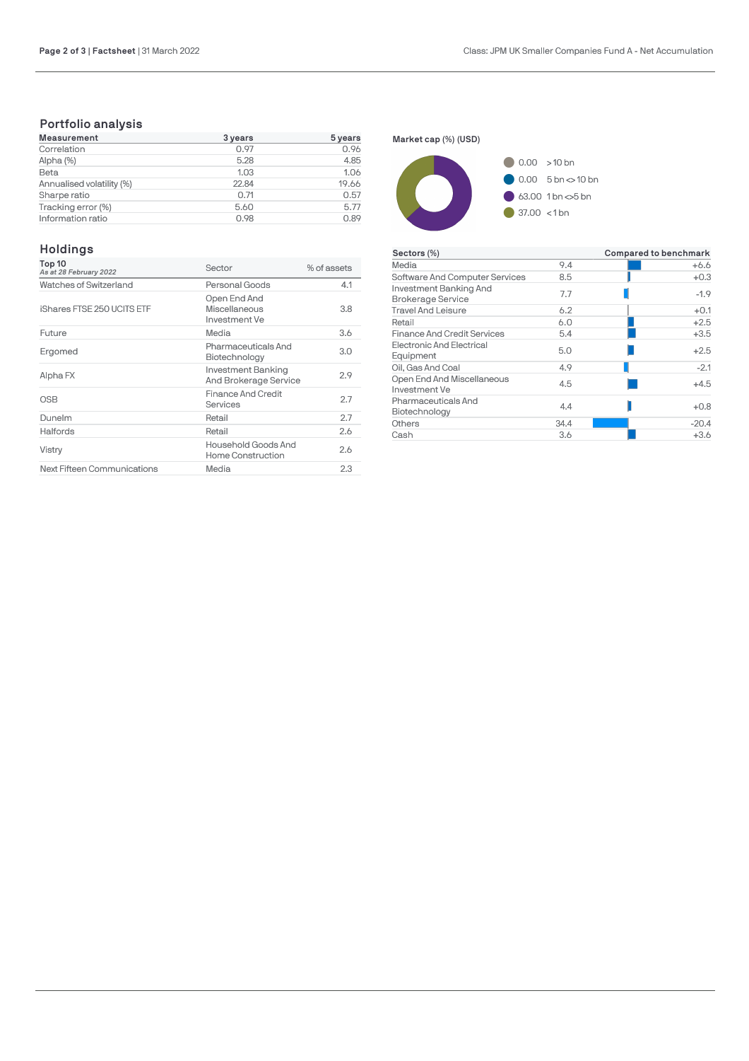## Portfolio analysis

| Measurement | 3 years | 5 years |
|---|---|---|
| Correlation | 0.97 | 0.96 |
| Alpha (%) | 5.28 | 4.85 |
| Beta | 1.03 | 1.06 |
| Annualised volatility (%) | 22.84 | 19.66 |
| Sharpe ratio | 0.71 | 0.57 |
| Tracking error (%) | 5.60 | 5.77 |
| Information ratio | 0.98 | 0.89 |

## Holdings

| Top 10<br>*As at 28 February 2022* | Sector | % of assets |
|---|---|---|
| Watches of Switzerland | Personal Goods | 4.1 |
| iShares FTSE 250 UCITS ETF | Open End And Miscellaneous Investment Ve | 3.8 |
| Future | Media | 3.6 |
| Ergomed | Pharmaceuticals And Biotechnology | 3.0 |
| Alpha FX | Investment Banking And Brokerage Service | 2.9 |
| OSB | Finance And Credit Services | 2.7 |
| Dunelm | Retail | 2.7 |
| Halfords | Retail | 2.6 |
| Vistry | Household Goods And Home Construction | 2.6 |
| Next Fifteen Communications | Media | 2.3 |

**Market cap (%) (USD)**

| % | Market cap |
|---|---|
| 0.00 | > 10 bn |
| 0.00 | 5 bn <> 10 bn |
| 63.00 | 1 bn <> 5 bn |
| 37.00 | < 1 bn |

| Sectors (%) | | Compared to benchmark |
|---|---|---|
| Media | 9.4 | +6.6 |
| Software And Computer Services | 8.5 | +0.3 |
| Investment Banking And Brokerage Service | 7.7 | -1.9 |
| Travel And Leisure | 6.2 | +0.1 |
| Retail | 6.0 | +2.5 |
| Finance And Credit Services | 5.4 | +3.5 |
| Electronic And Electrical Equipment | 5.0 | +2.5 |
| Oil, Gas And Coal | 4.9 | -2.1 |
| Open End And Miscellaneous Investment Ve | 4.5 | +4.5 |
| Pharmaceuticals And Biotechnology | 4.4 | +0.8 |
| Others | 34.4 | -20.4 |
| Cash | 3.6 | +3.6 |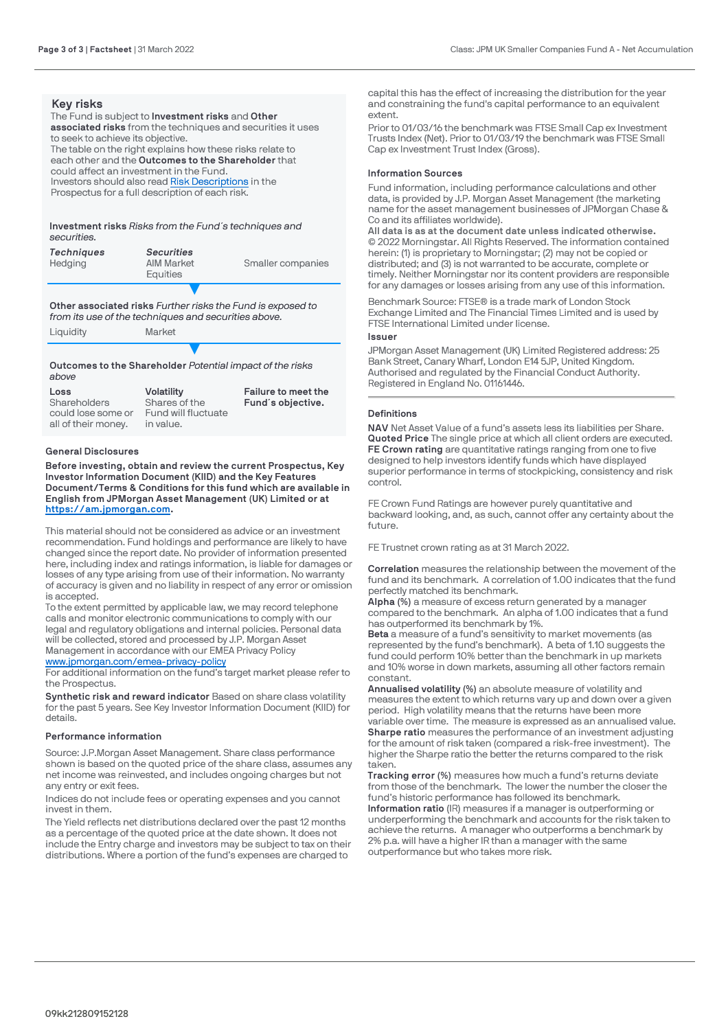## Key risks

The Fund is subject to **Investment risks** and **Other associated risks** from the techniques and securities it uses to seek to achieve its objective.

The table on the right explains how these risks relate to each other and the **Outcomes to the Shareholder** that could affect an investment in the Fund.

Investors should also read Risk Descriptions in the Prospectus for a full description of each risk.

**Investment risks** *Risks from the Fund´s techniques and securities.*

| *Techniques* | *Securities* | |
|---|---|---|
| Hedging | AIM Market Equities | Smaller companies |

**Other associated risks** *Further risks the Fund is exposed to from its use of the techniques and securities above.*

| | |
|---|---|
| Liquidity | Market |

**Outcomes to the Shareholder** *Potential impact of the risks above*

| **Loss** | **Volatility** | **Failure to meet the Fund´s objective.** |
|---|---|---|
| Shareholders could lose some or all of their money. | Shares of the Fund will fluctuate in value. | |

### General Disclosures

**Before investing, obtain and review the current Prospectus, Key Investor Information Document (KIID) and the Key Features Document/Terms & Conditions for this fund which are available in English from JPMorgan Asset Management (UK) Limited or at https://am.jpmorgan.com.**

This material should not be considered as advice or an investment recommendation. Fund holdings and performance are likely to have changed since the report date. No provider of information presented here, including index and ratings information, is liable for damages or losses of any type arising from use of their information. No warranty of accuracy is given and no liability in respect of any error or omission is accepted.

To the extent permitted by applicable law, we may record telephone calls and monitor electronic communications to comply with our legal and regulatory obligations and internal policies. Personal data will be collected, stored and processed by J.P. Morgan Asset Management in accordance with our EMEA Privacy Policy www.jpmorgan.com/emea-privacy-policy

For additional information on the fund's target market please refer to the Prospectus.

**Synthetic risk and reward indicator** Based on share class volatility for the past 5 years. See Key Investor Information Document (KIID) for details.

### Performance information

Source: J.P.Morgan Asset Management. Share class performance shown is based on the quoted price of the share class, assumes any net income was reinvested, and includes ongoing charges but not any entry or exit fees.

Indices do not include fees or operating expenses and you cannot invest in them.

The Yield reflects net distributions declared over the past 12 months as a percentage of the quoted price at the date shown. It does not include the Entry charge and investors may be subject to tax on their distributions. Where a portion of the fund's expenses are charged to capital this has the effect of increasing the distribution for the year and constraining the fund's capital performance to an equivalent extent.

Prior to 01/03/16 the benchmark was FTSE Small Cap ex Investment Trusts Index (Net). Prior to 01/03/19 the benchmark was FTSE Small Cap ex Investment Trust Index (Gross).

### Information Sources

Fund information, including performance calculations and other data, is provided by J.P. Morgan Asset Management (the marketing name for the asset management businesses of JPMorgan Chase & Co and its affiliates worldwide).

**All data is as at the document date unless indicated otherwise.**

© 2022 Morningstar. All Rights Reserved. The information contained herein: (1) is proprietary to Morningstar; (2) may not be copied or distributed; and (3) is not warranted to be accurate, complete or timely. Neither Morningstar nor its content providers are responsible for any damages or losses arising from any use of this information.

Benchmark Source: FTSE® is a trade mark of London Stock Exchange Limited and The Financial Times Limited and is used by FTSE International Limited under license.

### Issuer

JPMorgan Asset Management (UK) Limited Registered address: 25 Bank Street, Canary Wharf, London E14 5JP, United Kingdom. Authorised and regulated by the Financial Conduct Authority. Registered in England No. 01161446.

### Definitions

**NAV** Net Asset Value of a fund's assets less its liabilities per Share.

**Quoted Price** The single price at which all client orders are executed.

**FE Crown rating** are quantitative ratings ranging from one to five designed to help investors identify funds which have displayed superior performance in terms of stockpicking, consistency and risk control.

FE Crown Fund Ratings are however purely quantitative and backward looking, and, as such, cannot offer any certainty about the future.

FE Trustnet crown rating as at 31 March 2022.

**Correlation** measures the relationship between the movement of the fund and its benchmark. A correlation of 1.00 indicates that the fund perfectly matched its benchmark.

**Alpha** (%) a measure of excess return generated by a manager compared to the benchmark. An alpha of 1.00 indicates that a fund has outperformed its benchmark by 1%.

**Beta** a measure of a fund's sensitivity to market movements (as represented by the fund's benchmark). A beta of 1.10 suggests the fund could perform 10% better than the benchmark in up markets and 10% worse in down markets, assuming all other factors remain constant.

**Annualised volatility (%)** an absolute measure of volatility and measures the extent to which returns vary up and down over a given period. High volatility means that the returns have been more variable over time. The measure is expressed as an annualised value.

**Sharpe ratio** measures the performance of an investment adjusting for the amount of risk taken (compared a risk-free investment). The higher the Sharpe ratio the better the returns compared to the risk taken.

**Tracking error** (%) measures how much a fund's returns deviate from those of the benchmark. The lower the number the closer the fund's historic performance has followed its benchmark.

**Information ratio** (IR) measures if a manager is outperforming or underperforming the benchmark and accounts for the risk taken to achieve the returns. A manager who outperforms a benchmark by 2% p.a. will have a higher IR than a manager with the same outperformance but who takes more risk.

09kk212809152128